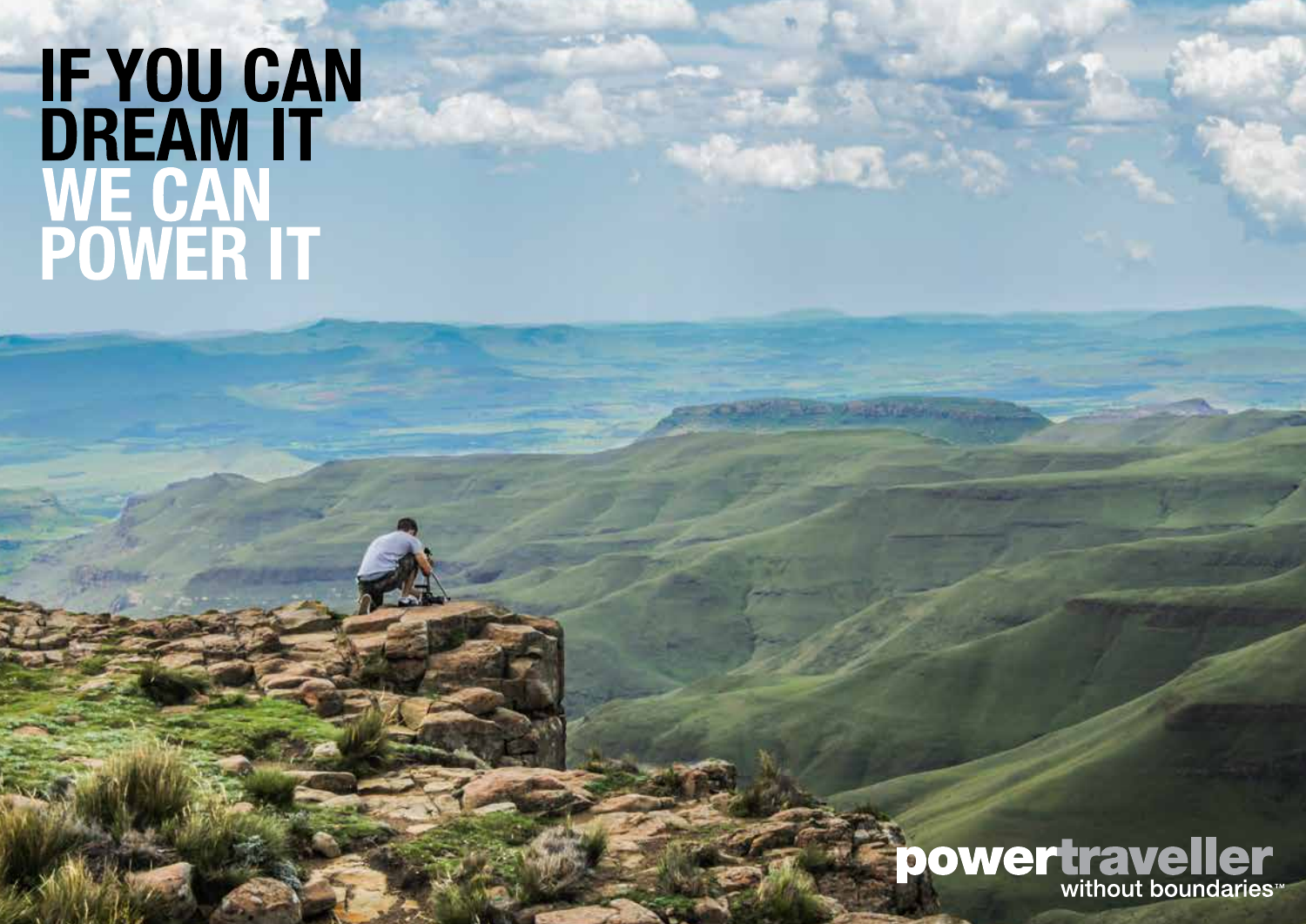# IF YOU CAN DREAM IT WE CAN POWER IT

powertraveller
without boundaries™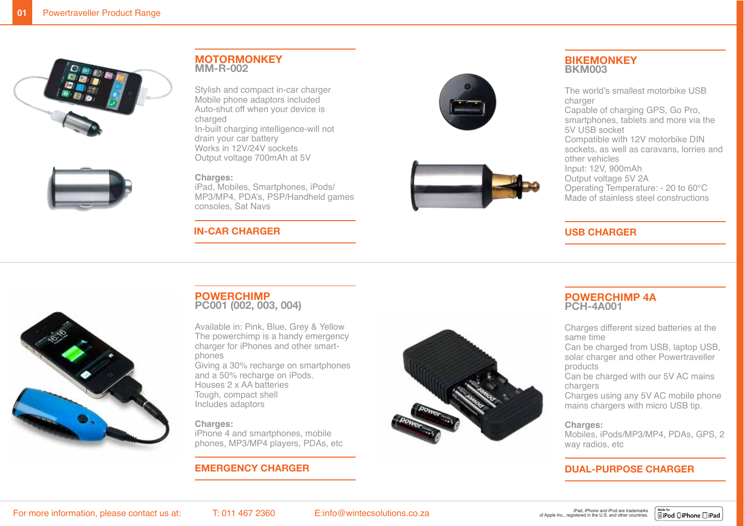## MOTORMONKEY
### MM-R-002

Stylish and compact in-car charger
Mobile phone adaptors included
Auto-shut off when your device is charged
In-built charging intelligence-will not drain your car battery
Works in 12V/24V sockets
Output voltage 700mAh at 5V

**Charges:**
iPad, Mobiles, Smartphones, iPods/MP3/MP4, PDA's, PSP/Handheld games consoles, Sat Navs

**IN-CAR CHARGER**

## BIKEMONKEY
### BKM003

The world's smallest motorbike USB charger
Capable of charging GPS, Go Pro, smartphones, tablets and more via the 5V USB socket
Compatible with 12V motorbike DIN sockets, as well as caravans, lorries and other vehicles
Input: 12V, 900mAh
Output voltage 5V 2A
Operating Temperature: - 20 to 60°C
Made of stainless steel constructions

**USB CHARGER**

## POWERCHIMP
### PC001 (002, 003, 004)

Available in: Pink, Blue, Grey & Yellow
The powerchimp is a handy emergency charger for iPhones and other smart-phones
Giving a 30% recharge on smartphones and a 50% recharge on iPods.
Houses 2 x AA batteries
Tough, compact shell
Includes adaptors

**Charges:**
iPhone 4 and smartphones, mobile phones, MP3/MP4 players, PDAs, etc

**EMERGENCY CHARGER**

## POWERCHIMP 4A
### PCH-4A001

Charges different sized batteries at the same time
Can be charged from USB, laptop USB, solar charger and other Powertraveller products
Can be charged with our 5V AC mains chargers
Charges using any 5V AC mobile phone mains chargers with micro USB tip.

**Charges:**
Mobiles, iPods/MP3/MP4, PDAs, GPS, 2 way radios, etc

**DUAL-PURPOSE CHARGER**

For more information, please contact us at: T: 011 467 2360 E:info@wintecsolutions.co.za

iPad, iPhone and iPod are trademarks of Apple Inc., registered in the U.S. and other countries.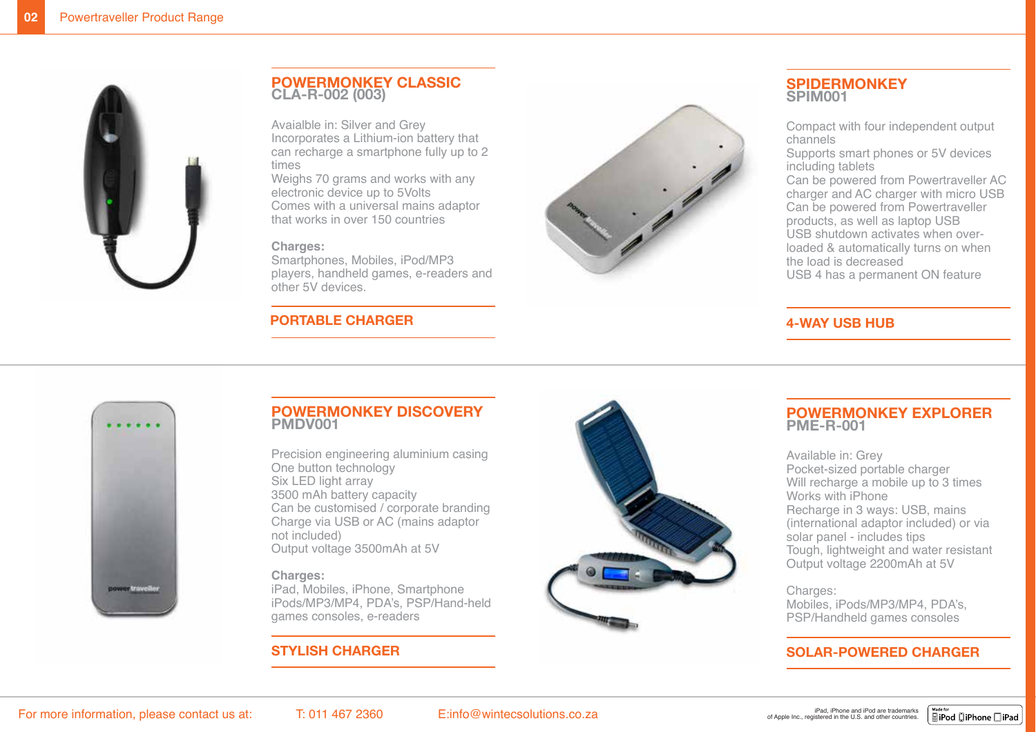## POWERMONKEY CLASSIC
### CLA-R-002 (003)

Avaialble in: Silver and Grey
Incorporates a Lithium-ion battery that can recharge a smartphone fully up to 2 times
Weighs 70 grams and works with any electronic device up to 5Volts
Comes with a universal mains adaptor that works in over 150 countries

**Charges:**
Smartphones, Mobiles, iPod/MP3 players, handheld games, e-readers and other 5V devices.

**PORTABLE CHARGER**

## SPIDERMONKEY
### SPIM001

Compact with four independent output channels
Supports smart phones or 5V devices including tablets
Can be powered from Powertraveller AC charger and AC charger with micro USB
Can be powered from Powertraveller products, as well as laptop USB
USB shutdown activates when over-loaded & automatically turns on when the load is decreased
USB 4 has a permanent ON feature

**4-WAY USB HUB**

## POWERMONKEY DISCOVERY
### PMDV001

Precision engineering aluminium casing
One button technology
Six LED light array
3500 mAh battery capacity
Can be customised / corporate branding
Charge via USB or AC (mains adaptor not included)
Output voltage 3500mAh at 5V

**Charges:**
iPad, Mobiles, iPhone, Smartphone iPods/MP3/MP4, PDA's, PSP/Hand-held games consoles, e-readers

**STYLISH CHARGER**

## POWERMONKEY EXPLORER
### PME-R-001

Available in: Grey
Pocket-sized portable charger
Will recharge a mobile up to 3 times
Works with iPhone
Recharge in 3 ways: USB, mains (international adaptor included) or via solar panel - includes tips
Tough, lightweight and water resistant
Output voltage 2200mAh at 5V

Charges:
Mobiles, iPods/MP3/MP4, PDA's, PSP/Handheld games consoles

**SOLAR-POWERED CHARGER**

For more information, please contact us at: T: 011 467 2360 E:info@wintecsolutions.co.za

iPad, iPhone and iPod are trademarks of Apple Inc., registered in the U.S. and other countries.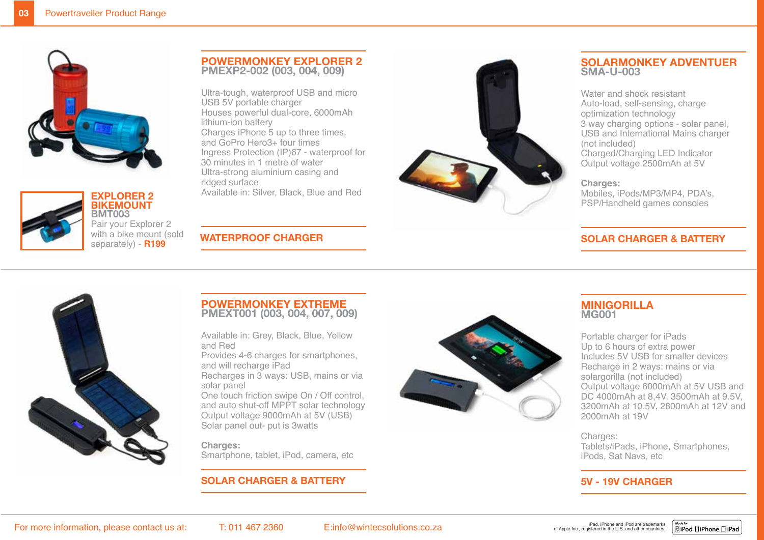## POWERMONKEY EXPLORER 2
### PMEXP2-002 (003, 004, 009)

Ultra-tough, waterproof USB and micro USB 5V portable charger
Houses powerful dual-core, 6000mAh lithium-ion battery
Charges iPhone 5 up to three times, and GoPro Hero3+ four times
Ingress Protection (IP)67 - waterproof for 30 minutes in 1 metre of water
Ultra-strong aluminium casing and ridged surface
Available in: Silver, Black, Blue and Red

**WATERPROOF CHARGER**

## EXPLORER 2 BIKEMOUNT
### BMT003

Pair your Explorer 2 with a bike mount (sold separately) - **R199**

## SOLARMONKEY ADVENTUER
### SMA-U-003

Water and shock resistant
Auto-load, self-sensing, charge optimization technology
3 way charging options - solar panel, USB and International Mains charger (not included)
Charged/Charging LED Indicator
Output voltage 2500mAh at 5V

**Charges:**
Mobiles, iPods/MP3/MP4, PDA's, PSP/Handheld games consoles

**SOLAR CHARGER & BATTERY**

## POWERMONKEY EXTREME
### PMEXT001 (003, 004, 007, 009)

Available in: Grey, Black, Blue, Yellow and Red
Provides 4-6 charges for smartphones, and will recharge iPad
Recharges in 3 ways: USB, mains or via solar panel
One touch friction swipe On / Off control, and auto shut-off MPPT solar technology
Output voltage 9000mAh at 5V (USB)
Solar panel out- put is 3watts

**Charges:**
Smartphone, tablet, iPod, camera, etc

**SOLAR CHARGER & BATTERY**

## MINIGORILLA
### MG001

Portable charger for iPads
Up to 6 hours of extra power
Includes 5V USB for smaller devices
Recharge in 2 ways: mains or via solargorilla (not included)
Output voltage 6000mAh at 5V USB and DC 4000mAh at 8,4V, 3500mAh at 9.5V, 3200mAh at 10.5V, 2800mAh at 12V and 2000mAh at 19V

Charges:
Tablets/iPads, iPhone, Smartphones, iPods, Sat Navs, etc

**5V - 19V CHARGER**

For more information, please contact us at: T: 011 467 2360 E:info@wintecsolutions.co.za

iPad, iPhone and iPod are trademarks of Apple Inc., registered in the U.S. and other countries.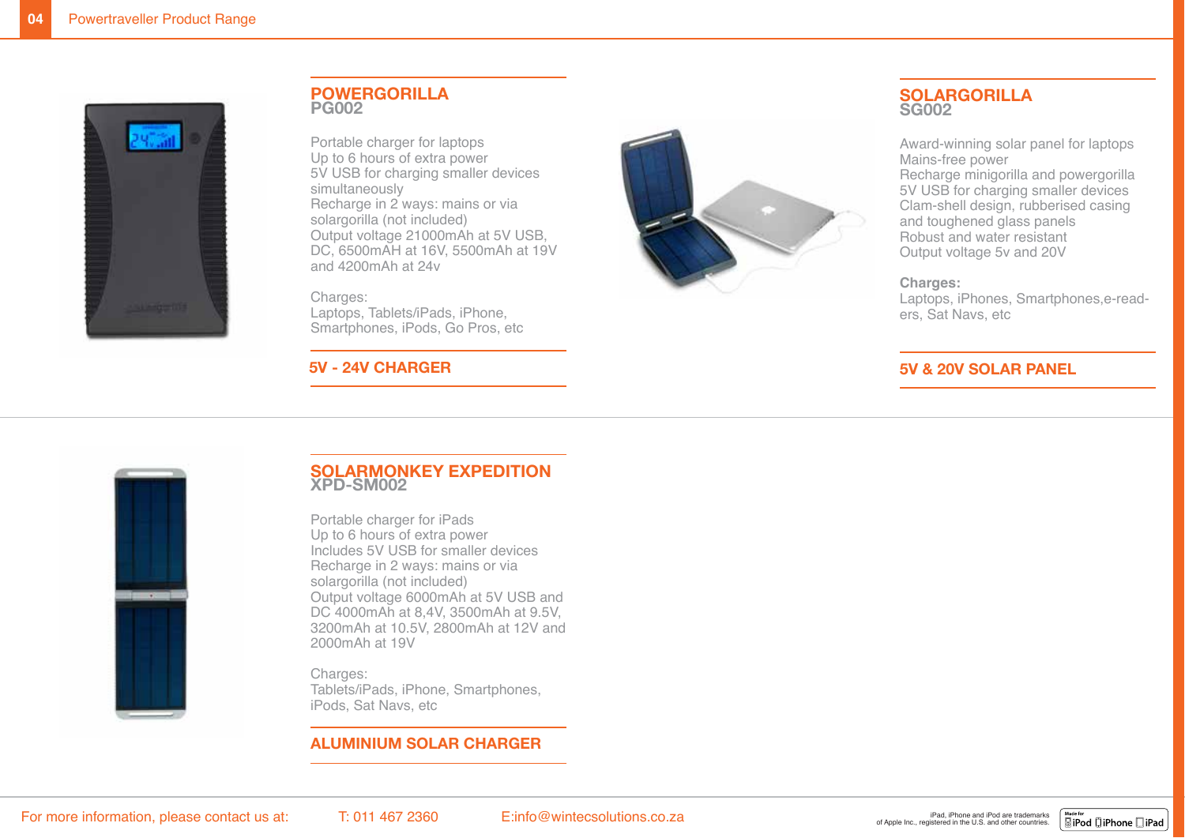## POWERGORILLA
### PG002

Portable charger for laptops
Up to 6 hours of extra power
5V USB for charging smaller devices simultaneously
Recharge in 2 ways: mains or via solargorilla (not included)
Output voltage 21000mAh at 5V USB, DC, 6500mAH at 16V, 5500mAh at 19V and 4200mAh at 24v

Charges:
Laptops, Tablets/iPads, iPhone, Smartphones, iPods, Go Pros, etc

**5V - 24V CHARGER**

## SOLARGORILLA
### SG002

Award-winning solar panel for laptops
Mains-free power
Recharge minigorilla and powergorilla
5V USB for charging smaller devices
Clam-shell design, rubberised casing and toughened glass panels
Robust and water resistant
Output voltage 5v and 20V

**Charges:**
Laptops, iPhones, Smartphones,e-readers, Sat Navs, etc

**5V & 20V SOLAR PANEL**

## SOLARMONKEY EXPEDITION
### XPD-SM002

Portable charger for iPads
Up to 6 hours of extra power
Includes 5V USB for smaller devices
Recharge in 2 ways: mains or via solargorilla (not included)
Output voltage 6000mAh at 5V USB and DC 4000mAh at 8,4V, 3500mAh at 9.5V, 3200mAh at 10.5V, 2800mAh at 12V and 2000mAh at 19V

Charges:
Tablets/iPads, iPhone, Smartphones, iPods, Sat Navs, etc

**ALUMINIUM SOLAR CHARGER**

For more information, please contact us at: T: 011 467 2360 E:info@wintecsolutions.co.za

iPad, iPhone and iPod are trademarks of Apple Inc., registered in the U.S. and other countries.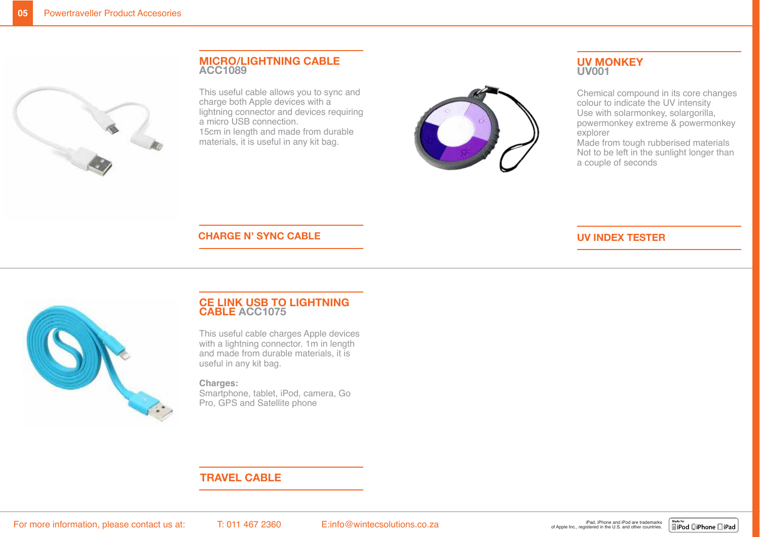## MICRO/LIGHTNING CABLE
**ACC1089**

This useful cable allows you to sync and charge both Apple devices with a lightning connector and devices requiring a micro USB connection.
15cm in length and made from durable materials, it is useful in any kit bag.

### CHARGE N' SYNC CABLE

## UV MONKEY
**UV001**

Chemical compound in its core changes colour to indicate the UV intensity
Use with solarmonkey, solargorilla, powermonkey extreme & powermonkey explorer
Made from tough rubberised materials
Not to be left in the sunlight longer than a couple of seconds

### UV INDEX TESTER

## CE LINK USB TO LIGHTNING CABLE ACC1075

This useful cable charges Apple devices with a lightning connector. 1m in length and made from durable materials, it is useful in any kit bag.

**Charges:**
Smartphone, tablet, iPod, camera, Go Pro, GPS and Satellite phone

### TRAVEL CABLE

For more information, please contact us at: T: 011 467 2360 E:info@wintecsolutions.co.za

iPad, iPhone and iPod are trademarks of Apple Inc., registered in the U.S. and other countries.

Made for iPod iPhone iPad